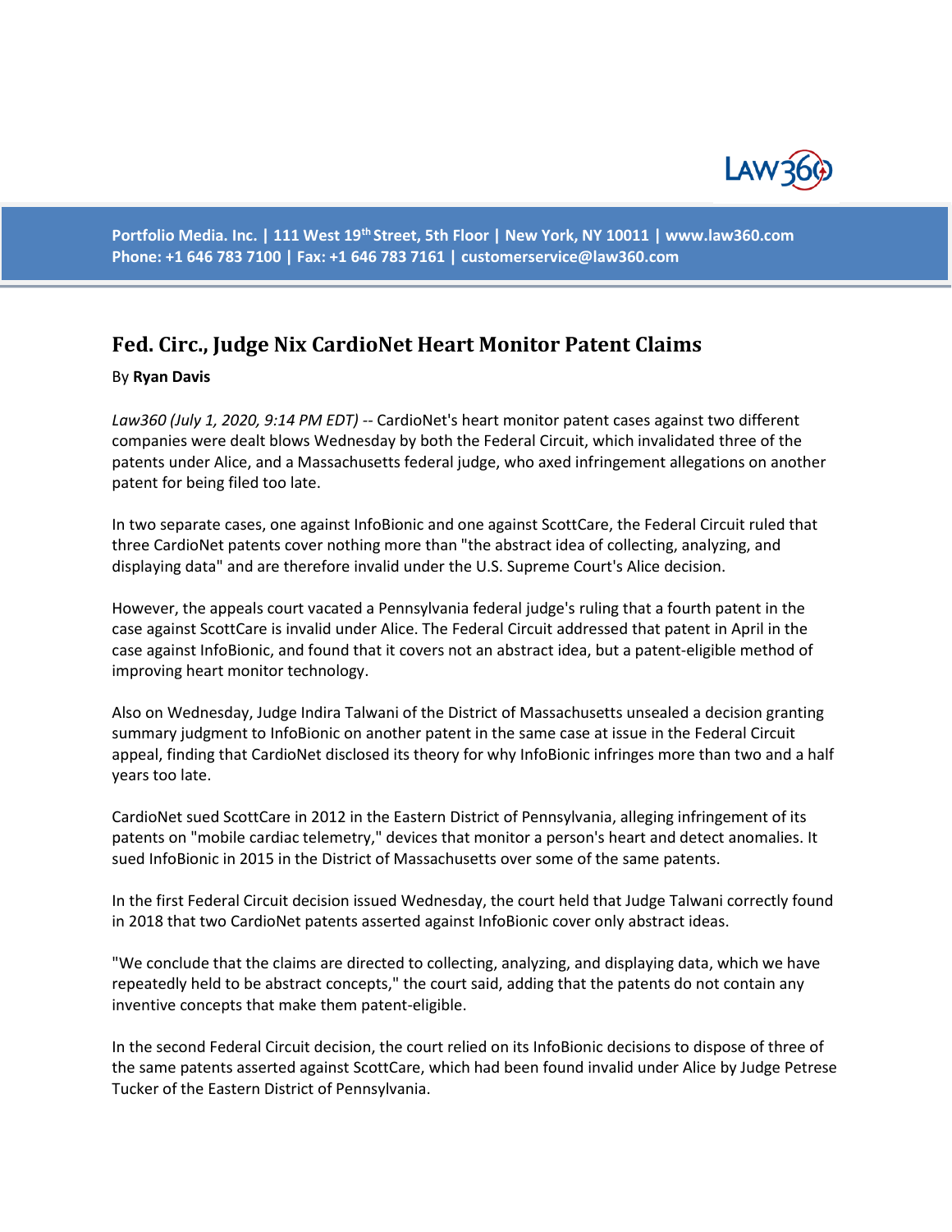# Fed. Circ., Judge Nix CardioNet Heart Monitor Patent Claims

By **Ryan Davis**

*Law360 (July 1, 2020, 9:14 PM EDT)* -- CardioNet's heart monitor patent cases against two different companies were dealt blows Wednesday by both the Federal Circuit, which invalidated three of the patents under Alice, and a Massachusetts federal judge, who axed infringement allegations on another patent for being filed too late.

In two separate cases, one against InfoBionic and one against ScottCare, the Federal Circuit ruled that three CardioNet patents cover nothing more than "the abstract idea of collecting, analyzing, and displaying data" and are therefore invalid under the U.S. Supreme Court's Alice decision.

However, the appeals court vacated a Pennsylvania federal judge's ruling that a fourth patent in the case against ScottCare is invalid under Alice. The Federal Circuit addressed that patent in April in the case against InfoBionic, and found that it covers not an abstract idea, but a patent-eligible method of improving heart monitor technology.

Also on Wednesday, Judge Indira Talwani of the District of Massachusetts unsealed a decision granting summary judgment to InfoBionic on another patent in the same case at issue in the Federal Circuit appeal, finding that CardioNet disclosed its theory for why InfoBionic infringes more than two and a half years too late.

CardioNet sued ScottCare in 2012 in the Eastern District of Pennsylvania, alleging infringement of its patents on "mobile cardiac telemetry," devices that monitor a person's heart and detect anomalies. It sued InfoBionic in 2015 in the District of Massachusetts over some of the same patents.

In the first Federal Circuit decision issued Wednesday, the court held that Judge Talwani correctly found in 2018 that two CardioNet patents asserted against InfoBionic cover only abstract ideas.

"We conclude that the claims are directed to collecting, analyzing, and displaying data, which we have repeatedly held to be abstract concepts," the court said, adding that the patents do not contain any inventive concepts that make them patent-eligible.

In the second Federal Circuit decision, the court relied on its InfoBionic decisions to dispose of three of the same patents asserted against ScottCare, which had been found invalid under Alice by Judge Petrese Tucker of the Eastern District of Pennsylvania.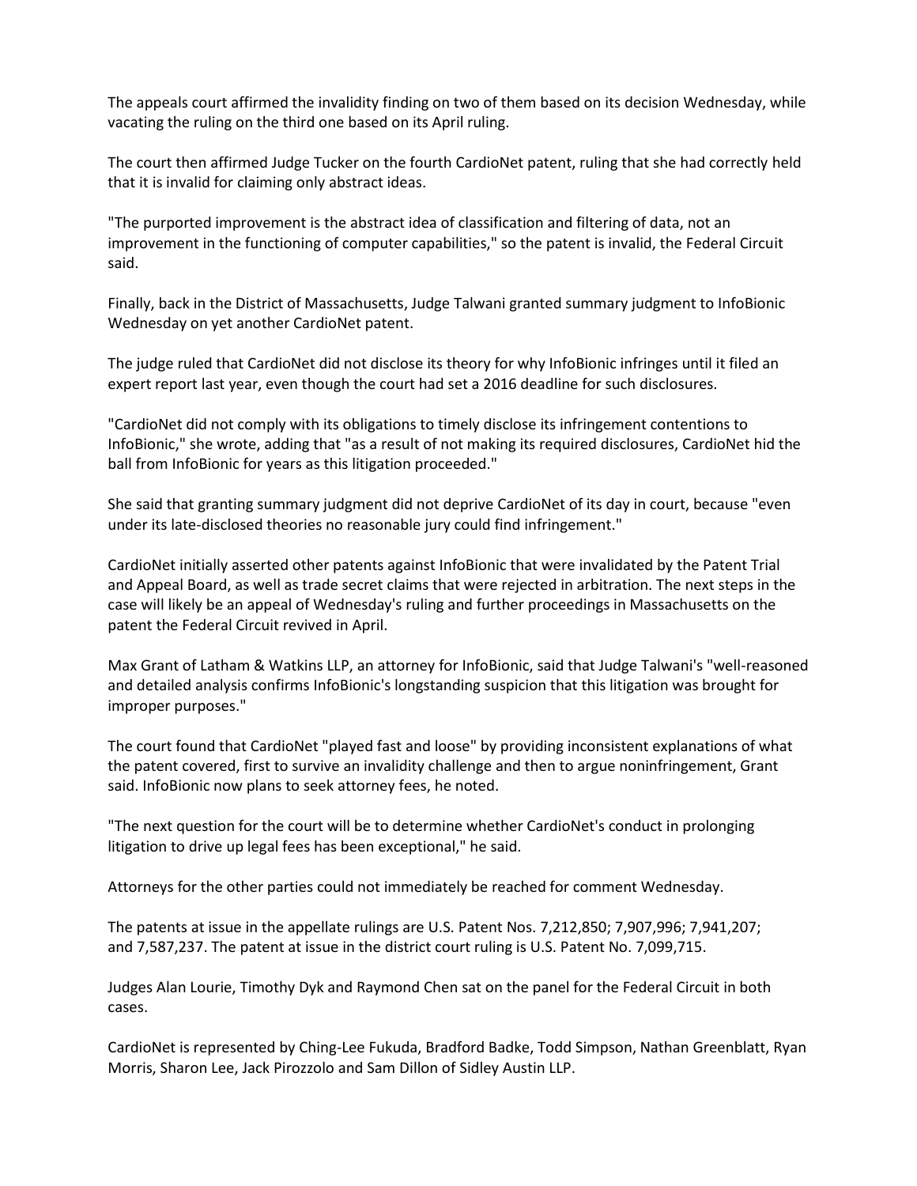The appeals court affirmed the invalidity finding on two of them based on its decision Wednesday, while vacating the ruling on the third one based on its April ruling.

The court then affirmed Judge Tucker on the fourth CardioNet patent, ruling that she had correctly held that it is invalid for claiming only abstract ideas.

"The purported improvement is the abstract idea of classification and filtering of data, not an improvement in the functioning of computer capabilities," so the patent is invalid, the Federal Circuit said.

Finally, back in the District of Massachusetts, Judge Talwani granted summary judgment to InfoBionic Wednesday on yet another CardioNet patent.

The judge ruled that CardioNet did not disclose its theory for why InfoBionic infringes until it filed an expert report last year, even though the court had set a 2016 deadline for such disclosures.

"CardioNet did not comply with its obligations to timely disclose its infringement contentions to InfoBionic," she wrote, adding that "as a result of not making its required disclosures, CardioNet hid the ball from InfoBionic for years as this litigation proceeded."

She said that granting summary judgment did not deprive CardioNet of its day in court, because "even under its late-disclosed theories no reasonable jury could find infringement."

CardioNet initially asserted other patents against InfoBionic that were invalidated by the Patent Trial and Appeal Board, as well as trade secret claims that were rejected in arbitration. The next steps in the case will likely be an appeal of Wednesday's ruling and further proceedings in Massachusetts on the patent the Federal Circuit revived in April.

Max Grant of Latham & Watkins LLP, an attorney for InfoBionic, said that Judge Talwani's "well-reasoned and detailed analysis confirms InfoBionic's longstanding suspicion that this litigation was brought for improper purposes."

The court found that CardioNet "played fast and loose" by providing inconsistent explanations of what the patent covered, first to survive an invalidity challenge and then to argue noninfringement, Grant said. InfoBionic now plans to seek attorney fees, he noted.

"The next question for the court will be to determine whether CardioNet's conduct in prolonging litigation to drive up legal fees has been exceptional," he said.

Attorneys for the other parties could not immediately be reached for comment Wednesday.

The patents at issue in the appellate rulings are U.S. Patent Nos. 7,212,850; 7,907,996; 7,941,207; and 7,587,237. The patent at issue in the district court ruling is U.S. Patent No. 7,099,715.

Judges Alan Lourie, Timothy Dyk and Raymond Chen sat on the panel for the Federal Circuit in both cases.

CardioNet is represented by Ching-Lee Fukuda, Bradford Badke, Todd Simpson, Nathan Greenblatt, Ryan Morris, Sharon Lee, Jack Pirozzolo and Sam Dillon of Sidley Austin LLP.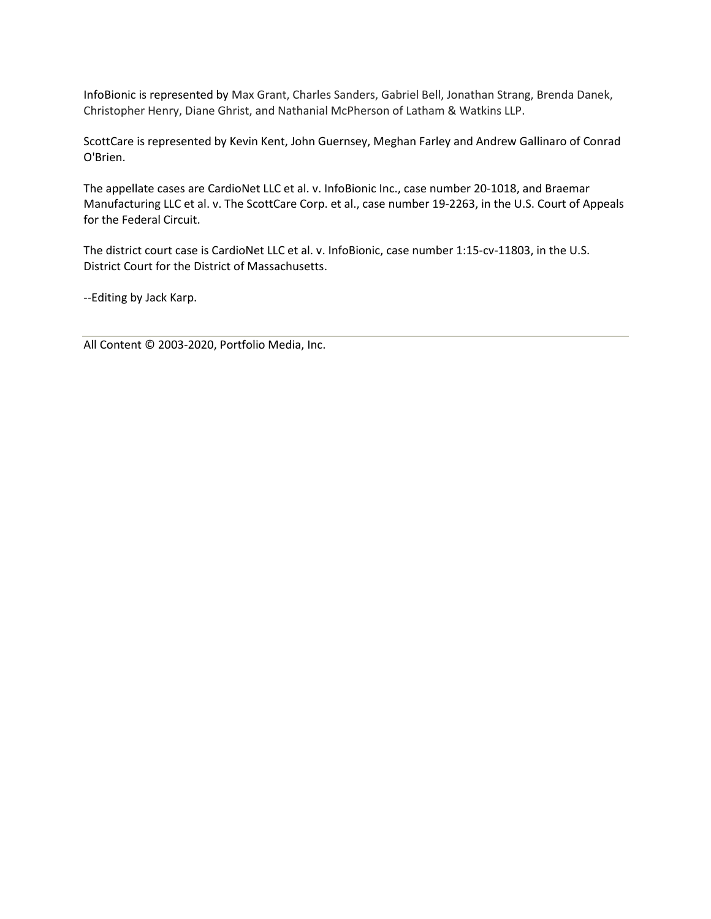InfoBionic is represented by Max Grant, Charles Sanders, Gabriel Bell, Jonathan Strang, Brenda Danek, Christopher Henry, Diane Ghrist, and Nathanial McPherson of Latham & Watkins LLP.

ScottCare is represented by Kevin Kent, John Guernsey, Meghan Farley and Andrew Gallinaro of Conrad O'Brien.

The appellate cases are CardioNet LLC et al. v. InfoBionic Inc., case number 20-1018, and Braemar Manufacturing LLC et al. v. The ScottCare Corp. et al., case number 19-2263, in the U.S. Court of Appeals for the Federal Circuit.

The district court case is CardioNet LLC et al. v. InfoBionic, case number 1:15-cv-11803, in the U.S. District Court for the District of Massachusetts.

--Editing by Jack Karp.

---

All Content © 2003-2020, Portfolio Media, Inc.